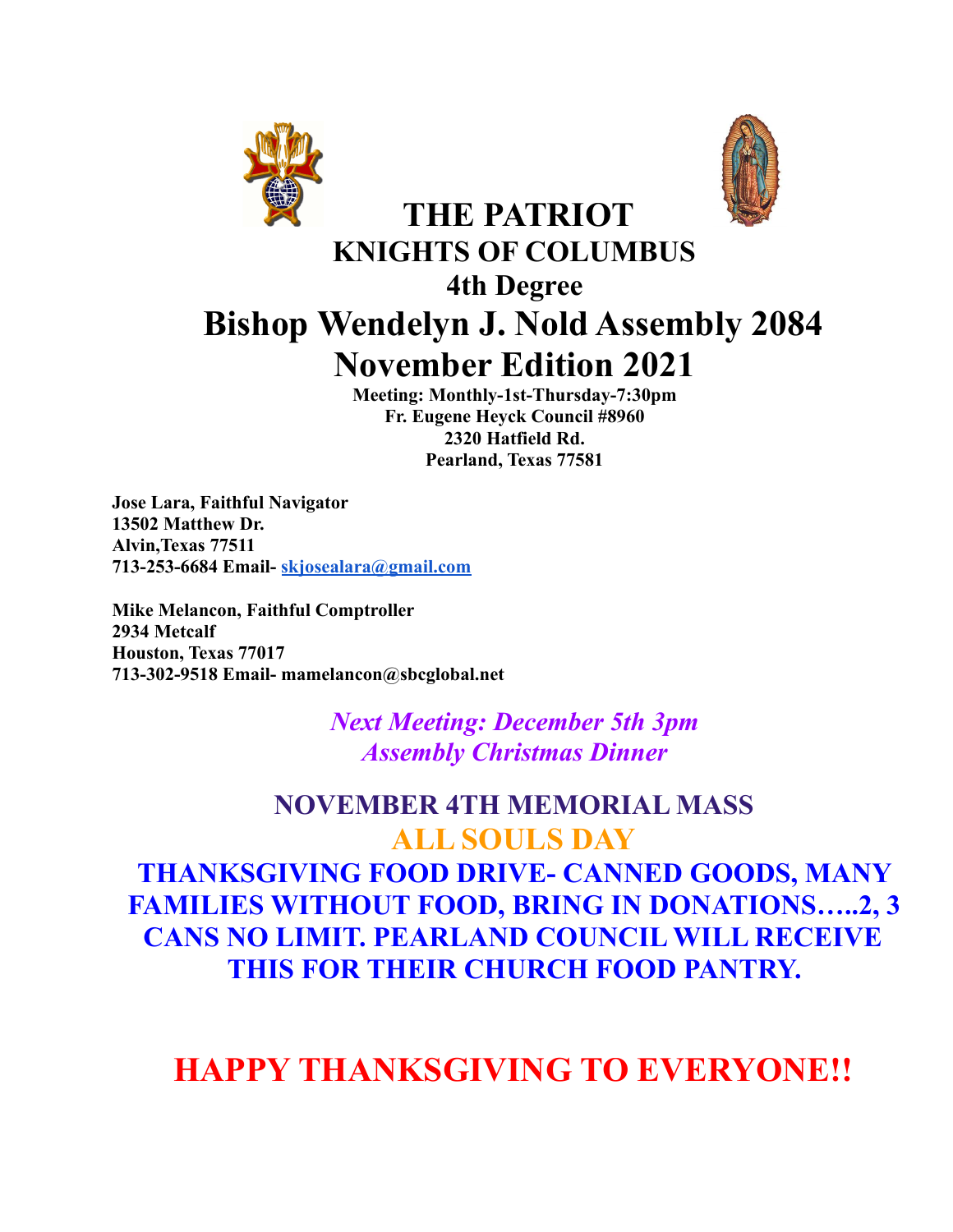# THE PATRIOT

## KNIGHTS OF COLUMBUS

## 4th Degree

# Bishop Wendelyn J. Nold Assembly 2084

# November Edition 2021

**Meeting: Monthly-1st-Thursday-7:30pm**
**Fr. Eugene Heyck Council #8960**
**2320 Hatfield Rd.**
**Pearland, Texas 77581**

**Jose Lara, Faithful Navigator**
**13502 Matthew Dr.**
**Alvin,Texas 77511**
**713-253-6684 Email- skjosealara@gmail.com**

**Mike Melancon, Faithful Comptroller**
**2934 Metcalf**
**Houston, Texas 77017**
**713-302-9518 Email- mamelancon@sbcglobal.net**

***Next Meeting: December 5th 3pm***
***Assembly Christmas Dinner***

## NOVEMBER 4TH MEMORIAL MASS

## ALL SOULS DAY

## THANKSGIVING FOOD DRIVE- CANNED GOODS, MANY FAMILIES WITHOUT FOOD, BRING IN DONATIONS…..2, 3 CANS NO LIMIT. PEARLAND COUNCIL WILL RECEIVE THIS FOR THEIR CHURCH FOOD PANTRY.

# HAPPY THANKSGIVING TO EVERYONE!!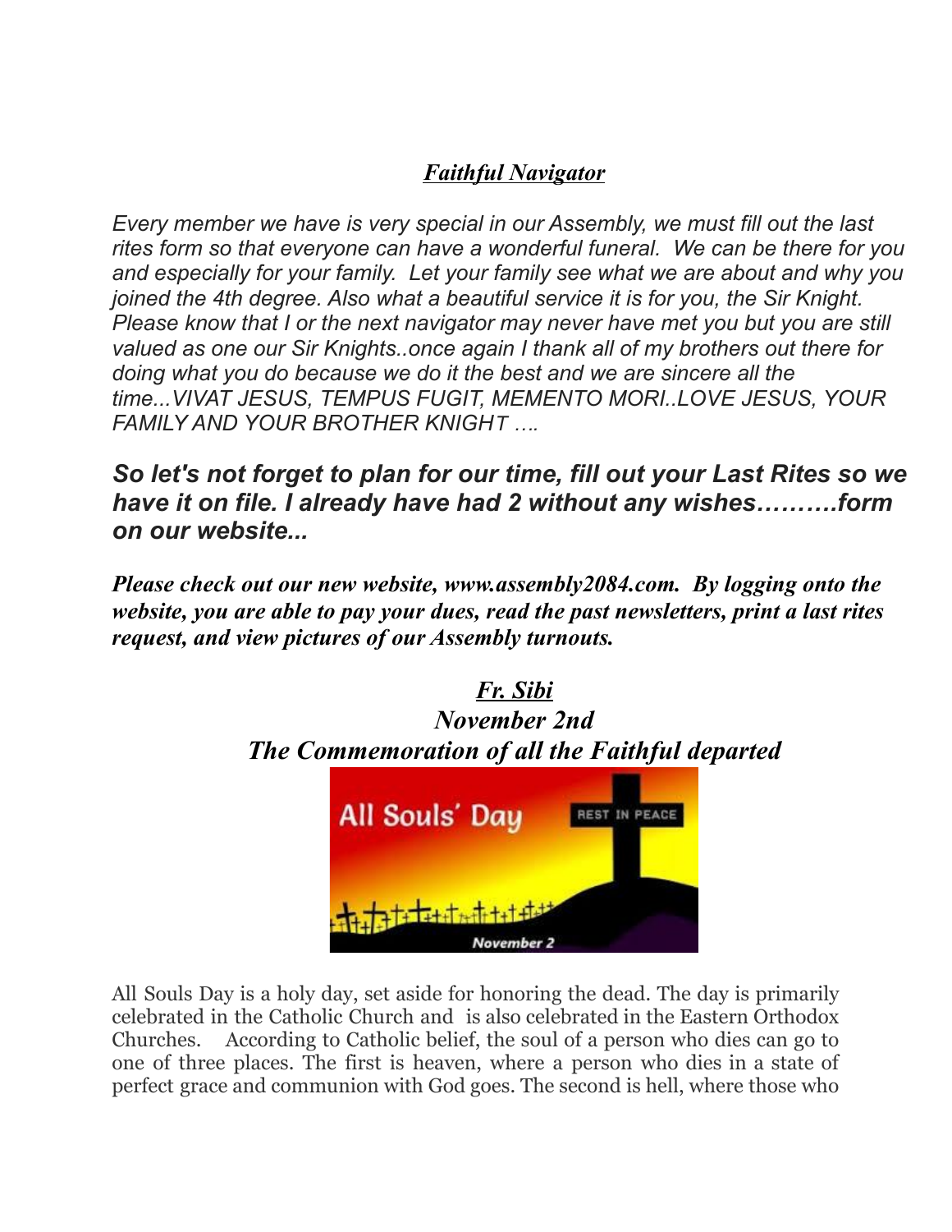## *Faithful Navigator*

*Every member we have is very special in our Assembly, we must fill out the last rites form so that everyone can have a wonderful funeral. We can be there for you and especially for your family. Let your family see what we are about and why you joined the 4th degree. Also what a beautiful service it is for you, the Sir Knight. Please know that I or the next navigator may never have met you but you are still valued as one our Sir Knights..once again I thank all of my brothers out there for doing what you do because we do it the best and we are sincere all the time...VIVAT JESUS, TEMPUS FUGIT, MEMENTO MORI..LOVE JESUS, YOUR FAMILY AND YOUR BROTHER KNIGHT ….*

***So let's not forget to plan for our time, fill out your Last Rites so we have it on file. I already have had 2 without any wishes……….form on our website...***

***Please check out our new website, www.assembly2084.com. By logging onto the website, you are able to pay your dues, read the past newsletters, print a last rites request, and view pictures of our Assembly turnouts.***

## *Fr. Sibi*
### *November 2nd*
### *The Commemoration of all the Faithful departed*

All Souls Day is a holy day, set aside for honoring the dead. The day is primarily celebrated in the Catholic Church and is also celebrated in the Eastern Orthodox Churches. According to Catholic belief, the soul of a person who dies can go to one of three places. The first is heaven, where a person who dies in a state of perfect grace and communion with God goes. The second is hell, where those who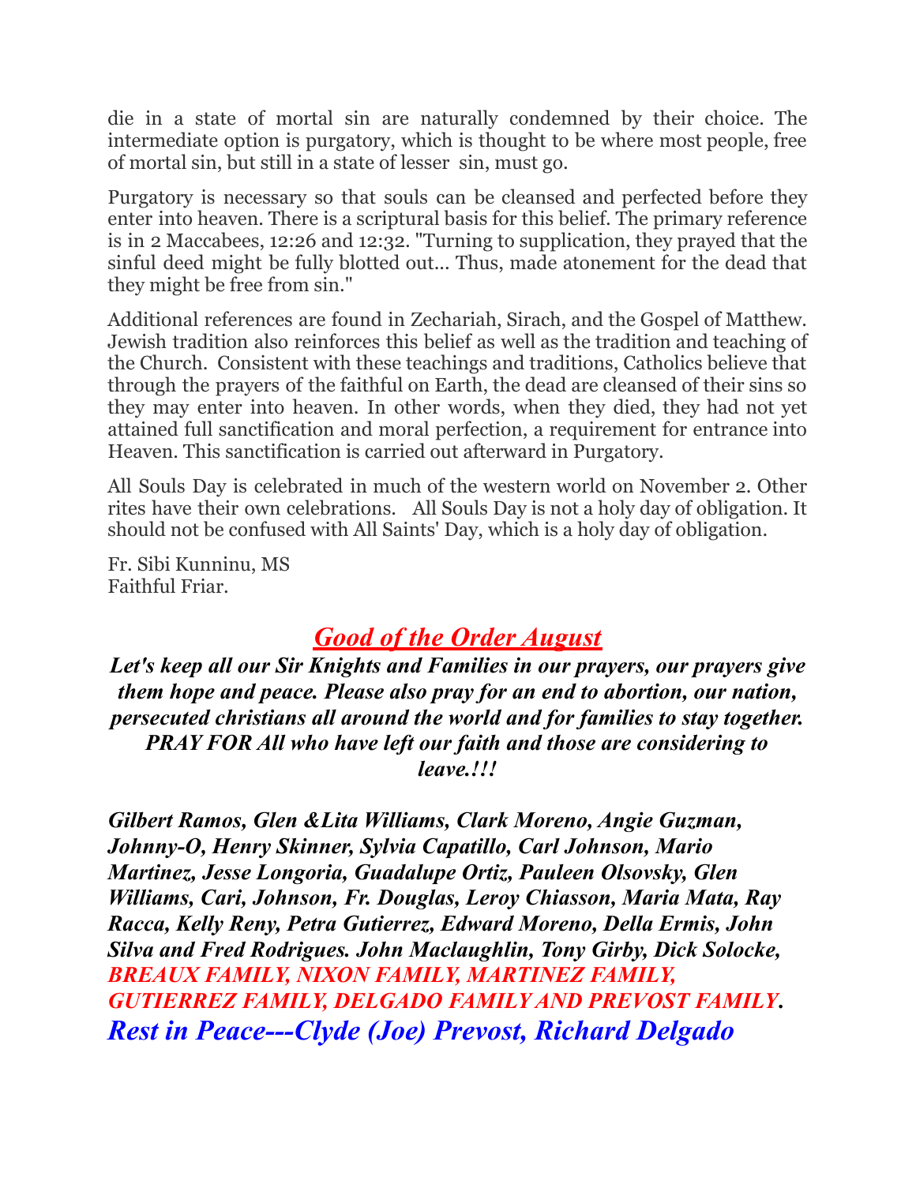die in a state of mortal sin are naturally condemned by their choice. The intermediate option is purgatory, which is thought to be where most people, free of mortal sin, but still in a state of lesser sin, must go.

Purgatory is necessary so that souls can be cleansed and perfected before they enter into heaven. There is a scriptural basis for this belief. The primary reference is in 2 Maccabees, 12:26 and 12:32. "Turning to supplication, they prayed that the sinful deed might be fully blotted out... Thus, made atonement for the dead that they might be free from sin."

Additional references are found in Zechariah, Sirach, and the Gospel of Matthew. Jewish tradition also reinforces this belief as well as the tradition and teaching of the Church. Consistent with these teachings and traditions, Catholics believe that through the prayers of the faithful on Earth, the dead are cleansed of their sins so they may enter into heaven. In other words, when they died, they had not yet attained full sanctification and moral perfection, a requirement for entrance into Heaven. This sanctification is carried out afterward in Purgatory.

All Souls Day is celebrated in much of the western world on November 2. Other rites have their own celebrations. All Souls Day is not a holy day of obligation. It should not be confused with All Saints' Day, which is a holy day of obligation.

Fr. Sibi Kunninu, MS
Faithful Friar.

## ***Good of the Order August***

***Let's keep all our Sir Knights and Families in our prayers, our prayers give them hope and peace. Please also pray for an end to abortion, our nation, persecuted christians all around the world and for families to stay together. PRAY FOR All who have left our faith and those are considering to leave.!!!***

***Gilbert Ramos, Glen &Lita Williams, Clark Moreno, Angie Guzman, Johnny-O, Henry Skinner, Sylvia Capatillo, Carl Johnson, Mario Martinez, Jesse Longoria, Guadalupe Ortiz, Pauleen Olsovsky, Glen Williams, Cari, Johnson, Fr. Douglas, Leroy Chiasson, Maria Mata, Ray Racca, Kelly Reny, Petra Gutierrez, Edward Moreno, Della Ermis, John Silva and Fred Rodrigues. John Maclaughlin, Tony Girby, Dick Solocke, BREAUX FAMILY, NIXON FAMILY, MARTINEZ FAMILY, GUTIERREZ FAMILY, DELGADO FAMILY AND PREVOST FAMILY.***

***Rest in Peace---Clyde (Joe) Prevost, Richard Delgado***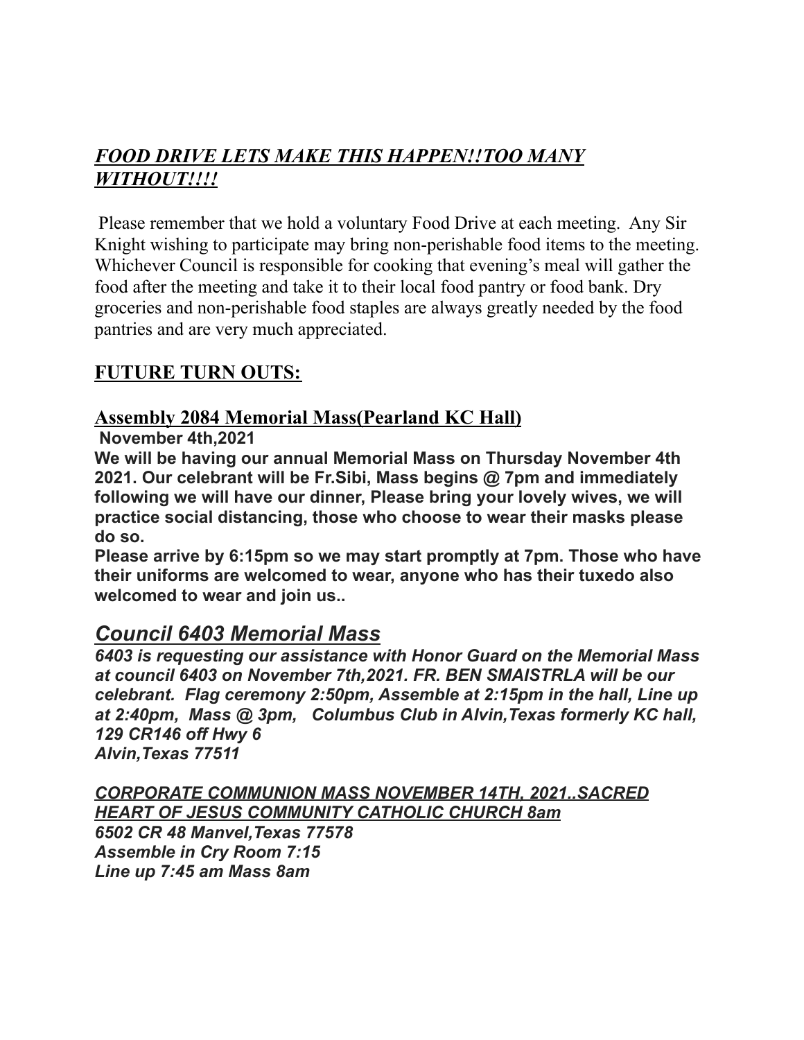## ***<u>FOOD DRIVE LETS MAKE THIS HAPPEN!!TOO MANY WITHOUT!!!!</u>***

Please remember that we hold a voluntary Food Drive at each meeting. Any Sir Knight wishing to participate may bring non-perishable food items to the meeting. Whichever Council is responsible for cooking that evening's meal will gather the food after the meeting and take it to their local food pantry or food bank. Dry groceries and non-perishable food staples are always greatly needed by the food pantries and are very much appreciated.

## **<u>FUTURE TURN OUTS:</u>**

### **<u>Assembly 2084 Memorial Mass(Pearland KC Hall)</u>**

**November 4th,2021**

**We will be having our annual Memorial Mass on Thursday November 4th 2021. Our celebrant will be Fr.Sibi, Mass begins @ 7pm and immediately following we will have our dinner, Please bring your lovely wives, we will practice social distancing, those who choose to wear their masks please do so.**

**Please arrive by 6:15pm so we may start promptly at 7pm. Those who have their uniforms are welcomed to wear, anyone who has their tuxedo also welcomed to wear and join us..**

## ***<u>Council 6403 Memorial Mass</u>***

***6403 is requesting our assistance with Honor Guard on the Memorial Mass at council 6403 on November 7th,2021. FR. BEN SMAISTRLA will be our celebrant. Flag ceremony 2:50pm, Assemble at 2:15pm in the hall, Line up at 2:40pm, Mass @ 3pm, Columbus Club in Alvin,Texas formerly KC hall, 129 CR146 off Hwy 6***
***Alvin,Texas 77511***

***<u>CORPORATE COMMUNION MASS NOVEMBER 14TH, 2021..SACRED HEART OF JESUS COMMUNITY CATHOLIC CHURCH 8am</u>***
***6502 CR 48 Manvel,Texas 77578***
***Assemble in Cry Room 7:15***
***Line up 7:45 am Mass 8am***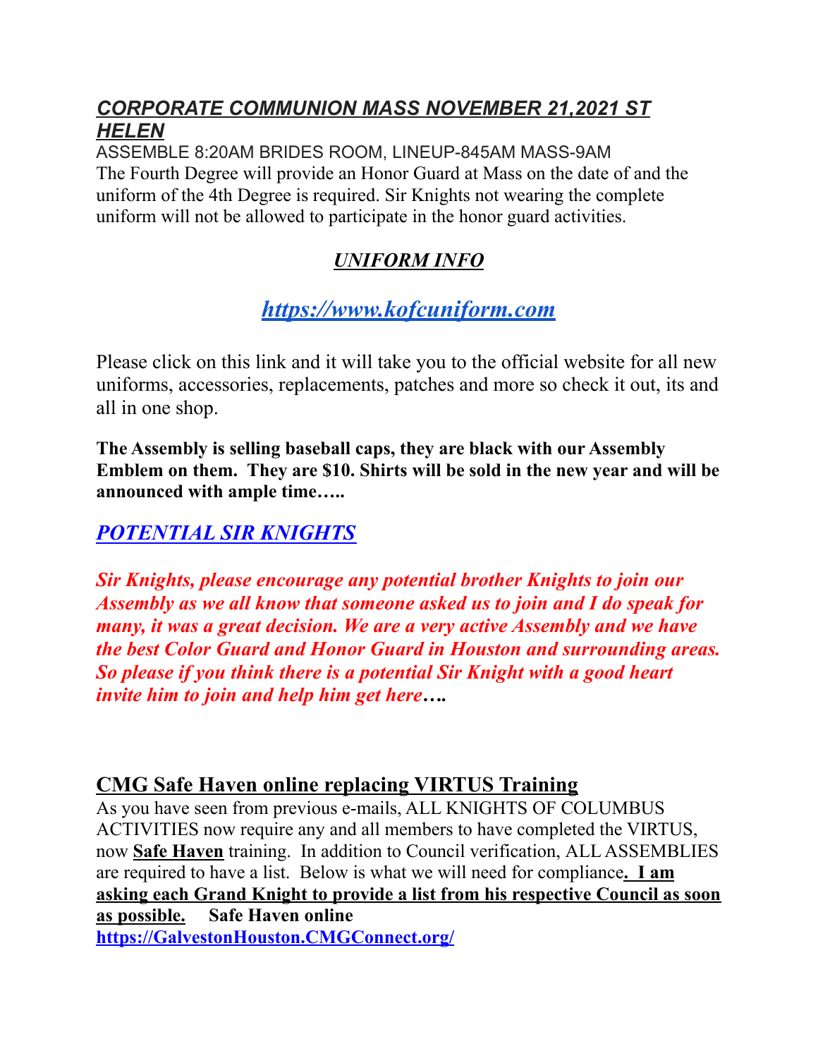## ***CORPORATE COMMUNION MASS NOVEMBER 21,2021 ST HELEN***

ASSEMBLE 8:20AM BRIDES ROOM, LINEUP-845AM MASS-9AM
The Fourth Degree will provide an Honor Guard at Mass on the date of and the uniform of the 4th Degree is required. Sir Knights not wearing the complete uniform will not be allowed to participate in the honor guard activities.

## ***UNIFORM INFO***

## ***https://www.kofcuniform.com***

Please click on this link and it will take you to the official website for all new uniforms, accessories, replacements, patches and more so check it out, its and all in one shop.

**The Assembly is selling baseball caps, they are black with our Assembly Emblem on them. They are $10. Shirts will be sold in the new year and will be announced with ample time…..**

## ***POTENTIAL SIR KNIGHTS***

***Sir Knights, please encourage any potential brother Knights to join our Assembly as we all know that someone asked us to join and I do speak for many, it was a great decision. We are a very active Assembly and we have the best Color Guard and Honor Guard in Houston and surrounding areas. So please if you think there is a potential Sir Knight with a good heart invite him to join and help him get here….***

## **CMG Safe Haven online replacing VIRTUS Training**

As you have seen from previous e-mails, ALL KNIGHTS OF COLUMBUS ACTIVITIES now require any and all members to have completed the VIRTUS, now **Safe Haven** training. In addition to Council verification, ALL ASSEMBLIES are required to have a list. Below is what we will need for compliance**. I am asking each Grand Knight to provide a list from his respective Council as soon as possible.** **Safe Haven online**
**https://GalvestonHouston.CMGConnect.org/**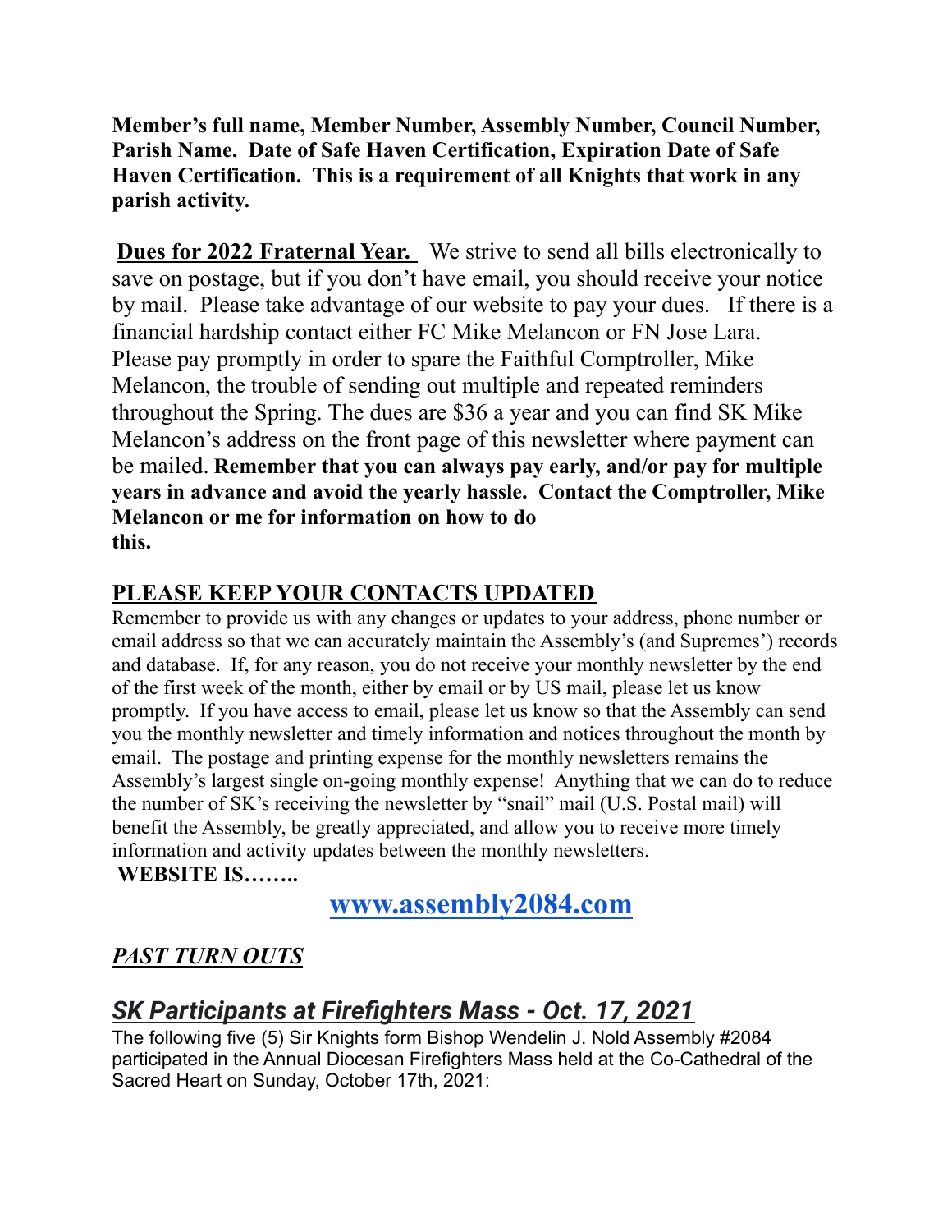**Member's full name, Member Number, Assembly Number, Council Number, Parish Name. Date of Safe Haven Certification, Expiration Date of Safe Haven Certification. This is a requirement of all Knights that work in any parish activity.**

**Dues for 2022 Fraternal Year.** We strive to send all bills electronically to save on postage, but if you don't have email, you should receive your notice by mail. Please take advantage of our website to pay your dues. If there is a financial hardship contact either FC Mike Melancon or FN Jose Lara. Please pay promptly in order to spare the Faithful Comptroller, Mike Melancon, the trouble of sending out multiple and repeated reminders throughout the Spring. The dues are $36 a year and you can find SK Mike Melancon's address on the front page of this newsletter where payment can be mailed. **Remember that you can always pay early, and/or pay for multiple years in advance and avoid the yearly hassle. Contact the Comptroller, Mike Melancon or me for information on how to do this.**

## PLEASE KEEP YOUR CONTACTS UPDATED

Remember to provide us with any changes or updates to your address, phone number or email address so that we can accurately maintain the Assembly's (and Supremes') records and database. If, for any reason, you do not receive your monthly newsletter by the end of the first week of the month, either by email or by US mail, please let us know promptly. If you have access to email, please let us know so that the Assembly can send you the monthly newsletter and timely information and notices throughout the month by email. The postage and printing expense for the monthly newsletters remains the Assembly's largest single on-going monthly expense! Anything that we can do to reduce the number of SK's receiving the newsletter by "snail" mail (U.S. Postal mail) will benefit the Assembly, be greatly appreciated, and allow you to receive more timely information and activity updates between the monthly newsletters.

**WEBSITE IS……..**

**www.assembly2084.com**

## *PAST TURN OUTS*

## *SK Participants at Firefighters Mass - Oct. 17, 2021*

The following five (5) Sir Knights form Bishop Wendelin J. Nold Assembly #2084 participated in the Annual Diocesan Firefighters Mass held at the Co-Cathedral of the Sacred Heart on Sunday, October 17th, 2021: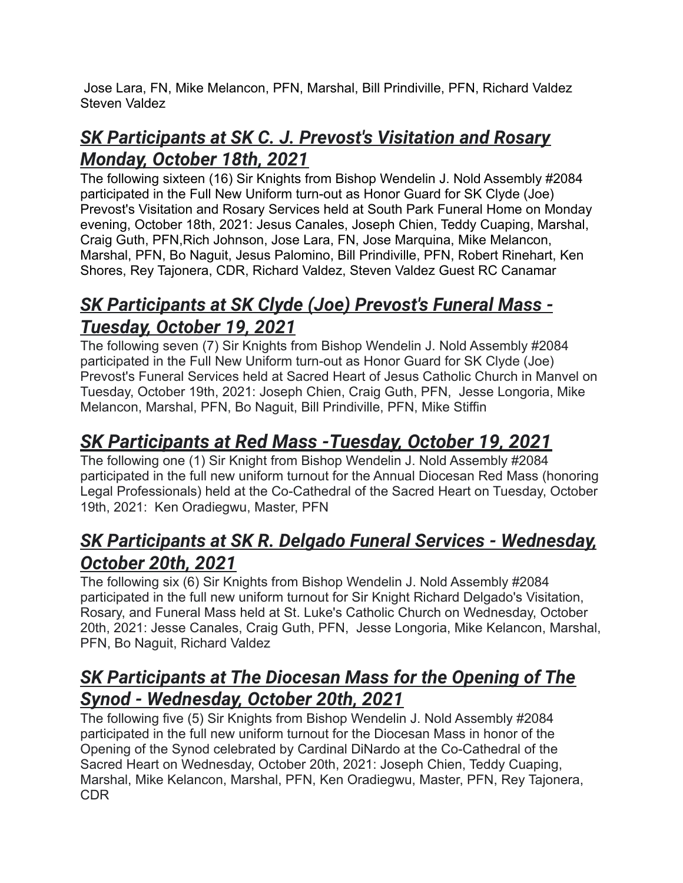Jose Lara, FN, Mike Melancon, PFN, Marshal, Bill Prindiville, PFN, Richard Valdez Steven Valdez

## ***SK Participants at SK C. J. Prevost's Visitation and Rosary Monday, October 18th, 2021***

The following sixteen (16) Sir Knights from Bishop Wendelin J. Nold Assembly #2084 participated in the Full New Uniform turn-out as Honor Guard for SK Clyde (Joe) Prevost's Visitation and Rosary Services held at South Park Funeral Home on Monday evening, October 18th, 2021: Jesus Canales, Joseph Chien, Teddy Cuaping, Marshal, Craig Guth, PFN,Rich Johnson, Jose Lara, FN, Jose Marquina, Mike Melancon, Marshal, PFN, Bo Naguit, Jesus Palomino, Bill Prindiville, PFN, Robert Rinehart, Ken Shores, Rey Tajonera, CDR, Richard Valdez, Steven Valdez Guest RC Canamar

## ***SK Participants at SK Clyde (Joe) Prevost's Funeral Mass - Tuesday, October 19, 2021***

The following seven (7) Sir Knights from Bishop Wendelin J. Nold Assembly #2084 participated in the Full New Uniform turn-out as Honor Guard for SK Clyde (Joe) Prevost's Funeral Services held at Sacred Heart of Jesus Catholic Church in Manvel on Tuesday, October 19th, 2021: Joseph Chien, Craig Guth, PFN, Jesse Longoria, Mike Melancon, Marshal, PFN, Bo Naguit, Bill Prindiville, PFN, Mike Stiffin

## ***SK Participants at Red Mass -Tuesday, October 19, 2021***

The following one (1) Sir Knight from Bishop Wendelin J. Nold Assembly #2084 participated in the full new uniform turnout for the Annual Diocesan Red Mass (honoring Legal Professionals) held at the Co-Cathedral of the Sacred Heart on Tuesday, October 19th, 2021: Ken Oradiegwu, Master, PFN

## ***SK Participants at SK R. Delgado Funeral Services - Wednesday, October 20th, 2021***

The following six (6) Sir Knights from Bishop Wendelin J. Nold Assembly #2084 participated in the full new uniform turnout for Sir Knight Richard Delgado's Visitation, Rosary, and Funeral Mass held at St. Luke's Catholic Church on Wednesday, October 20th, 2021: Jesse Canales, Craig Guth, PFN, Jesse Longoria, Mike Kelancon, Marshal, PFN, Bo Naguit, Richard Valdez

## ***SK Participants at The Diocesan Mass for the Opening of The Synod - Wednesday, October 20th, 2021***

The following five (5) Sir Knights from Bishop Wendelin J. Nold Assembly #2084 participated in the full new uniform turnout for the Diocesan Mass in honor of the Opening of the Synod celebrated by Cardinal DiNardo at the Co-Cathedral of the Sacred Heart on Wednesday, October 20th, 2021: Joseph Chien, Teddy Cuaping, Marshal, Mike Kelancon, Marshal, PFN, Ken Oradiegwu, Master, PFN, Rey Tajonera, CDR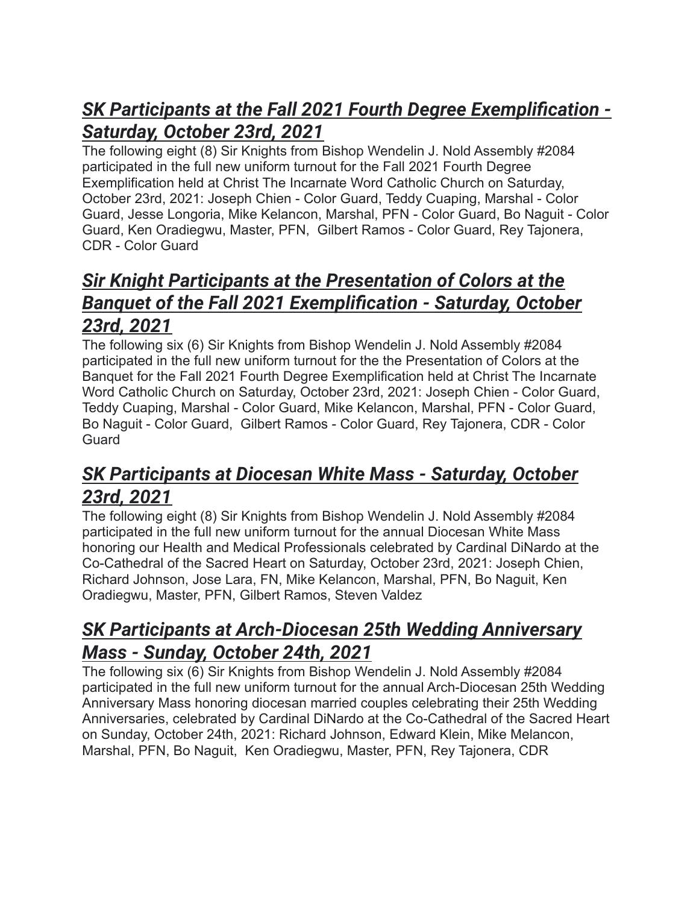## ***SK Participants at the Fall 2021 Fourth Degree Exemplification - Saturday, October 23rd, 2021***

The following eight (8) Sir Knights from Bishop Wendelin J. Nold Assembly #2084 participated in the full new uniform turnout for the Fall 2021 Fourth Degree Exemplification held at Christ The Incarnate Word Catholic Church on Saturday, October 23rd, 2021: Joseph Chien - Color Guard, Teddy Cuaping, Marshal - Color Guard, Jesse Longoria, Mike Kelancon, Marshal, PFN - Color Guard, Bo Naguit - Color Guard, Ken Oradiegwu, Master, PFN, Gilbert Ramos - Color Guard, Rey Tajonera, CDR - Color Guard

## ***Sir Knight Participants at the Presentation of Colors at the Banquet of the Fall 2021 Exemplification - Saturday, October 23rd, 2021***

The following six (6) Sir Knights from Bishop Wendelin J. Nold Assembly #2084 participated in the full new uniform turnout for the the Presentation of Colors at the Banquet for the Fall 2021 Fourth Degree Exemplification held at Christ The Incarnate Word Catholic Church on Saturday, October 23rd, 2021: Joseph Chien - Color Guard, Teddy Cuaping, Marshal - Color Guard, Mike Kelancon, Marshal, PFN - Color Guard, Bo Naguit - Color Guard, Gilbert Ramos - Color Guard, Rey Tajonera, CDR - Color Guard

## ***SK Participants at Diocesan White Mass - Saturday, October 23rd, 2021***

The following eight (8) Sir Knights from Bishop Wendelin J. Nold Assembly #2084 participated in the full new uniform turnout for the annual Diocesan White Mass honoring our Health and Medical Professionals celebrated by Cardinal DiNardo at the Co-Cathedral of the Sacred Heart on Saturday, October 23rd, 2021: Joseph Chien, Richard Johnson, Jose Lara, FN, Mike Kelancon, Marshal, PFN, Bo Naguit, Ken Oradiegwu, Master, PFN, Gilbert Ramos, Steven Valdez

## ***SK Participants at Arch-Diocesan 25th Wedding Anniversary Mass - Sunday, October 24th, 2021***

The following six (6) Sir Knights from Bishop Wendelin J. Nold Assembly #2084 participated in the full new uniform turnout for the annual Arch-Diocesan 25th Wedding Anniversary Mass honoring diocesan married couples celebrating their 25th Wedding Anniversaries, celebrated by Cardinal DiNardo at the Co-Cathedral of the Sacred Heart on Sunday, October 24th, 2021: Richard Johnson, Edward Klein, Mike Melancon, Marshal, PFN, Bo Naguit, Ken Oradiegwu, Master, PFN, Rey Tajonera, CDR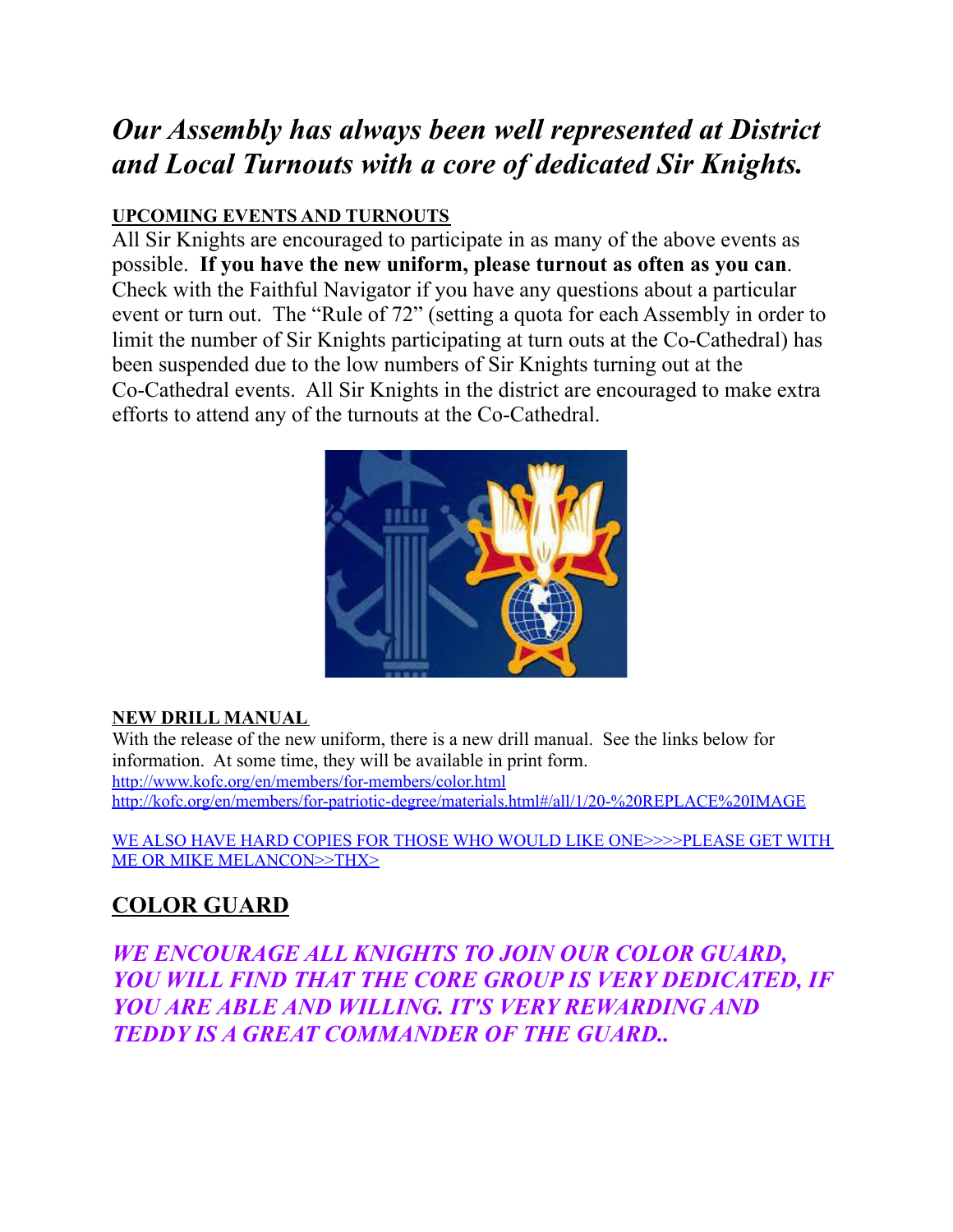# *Our Assembly has always been well represented at District and Local Turnouts with a core of dedicated Sir Knights.*

**UPCOMING EVENTS AND TURNOUTS**

All Sir Knights are encouraged to participate in as many of the above events as possible. **If you have the new uniform, please turnout as often as you can**. Check with the Faithful Navigator if you have any questions about a particular event or turn out. The "Rule of 72" (setting a quota for each Assembly in order to limit the number of Sir Knights participating at turn outs at the Co-Cathedral) has been suspended due to the low numbers of Sir Knights turning out at the Co-Cathedral events. All Sir Knights in the district are encouraged to make extra efforts to attend any of the turnouts at the Co-Cathedral.

**NEW DRILL MANUAL**

With the release of the new uniform, there is a new drill manual. See the links below for information. At some time, they will be available in print form.

http://www.kofc.org/en/members/for-members/color.html
http://kofc.org/en/members/for-patriotic-degree/materials.html#/all/1/20-%20REPLACE%20IMAGE

WE ALSO HAVE HARD COPIES FOR THOSE WHO WOULD LIKE ONE>>>>PLEASE GET WITH ME OR MIKE MELANCON>>THX>

## COLOR GUARD

***WE ENCOURAGE ALL KNIGHTS TO JOIN OUR COLOR GUARD, YOU WILL FIND THAT THE CORE GROUP IS VERY DEDICATED, IF YOU ARE ABLE AND WILLING. IT'S VERY REWARDING AND TEDDY IS A GREAT COMMANDER OF THE GUARD..***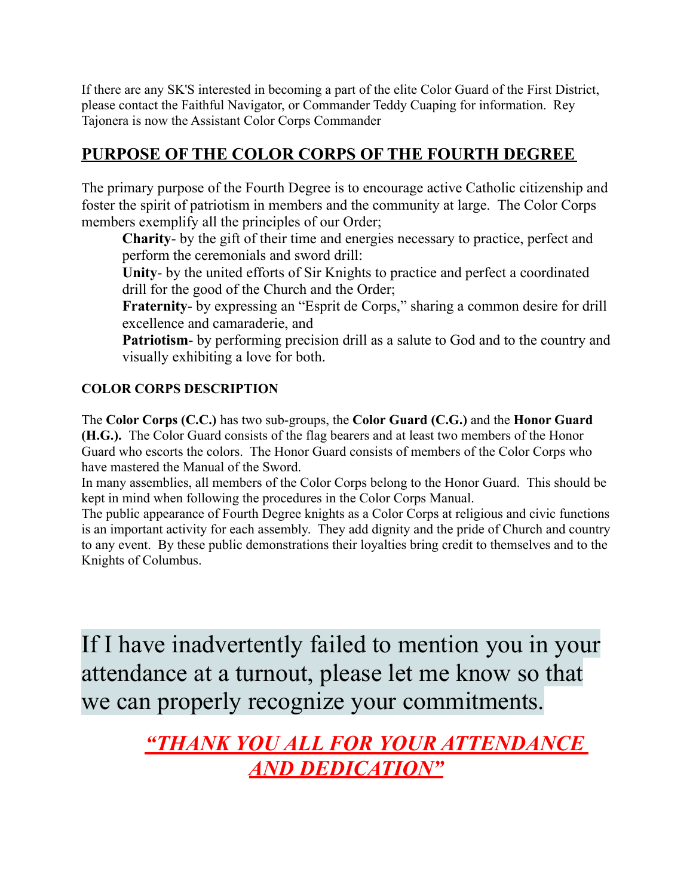If there are any SK'S interested in becoming a part of the elite Color Guard of the First District, please contact the Faithful Navigator, or Commander Teddy Cuaping for information. Rey Tajonera is now the Assistant Color Corps Commander

## PURPOSE OF THE COLOR CORPS OF THE FOURTH DEGREE

The primary purpose of the Fourth Degree is to encourage active Catholic citizenship and foster the spirit of patriotism in members and the community at large. The Color Corps members exemplify all the principles of our Order;

> **Charity**- by the gift of their time and energies necessary to practice, perfect and perform the ceremonials and sword drill:
>
> **Unity**- by the united efforts of Sir Knights to practice and perfect a coordinated drill for the good of the Church and the Order;
>
> **Fraternity**- by expressing an "Esprit de Corps," sharing a common desire for drill excellence and camaraderie, and
>
> **Patriotism**- by performing precision drill as a salute to God and to the country and visually exhibiting a love for both.

### COLOR CORPS DESCRIPTION

The **Color Corps (C.C.)** has two sub-groups, the **Color Guard (C.G.)** and the **Honor Guard (H.G.).** The Color Guard consists of the flag bearers and at least two members of the Honor Guard who escorts the colors. The Honor Guard consists of members of the Color Corps who have mastered the Manual of the Sword.

In many assemblies, all members of the Color Corps belong to the Honor Guard. This should be kept in mind when following the procedures in the Color Corps Manual.

The public appearance of Fourth Degree knights as a Color Corps at religious and civic functions is an important activity for each assembly. They add dignity and the pride of Church and country to any event. By these public demonstrations their loyalties bring credit to themselves and to the Knights of Columbus.

If I have inadvertently failed to mention you in your attendance at a turnout, please let me know so that we can properly recognize your commitments.

***"THANK YOU ALL FOR YOUR ATTENDANCE AND DEDICATION"***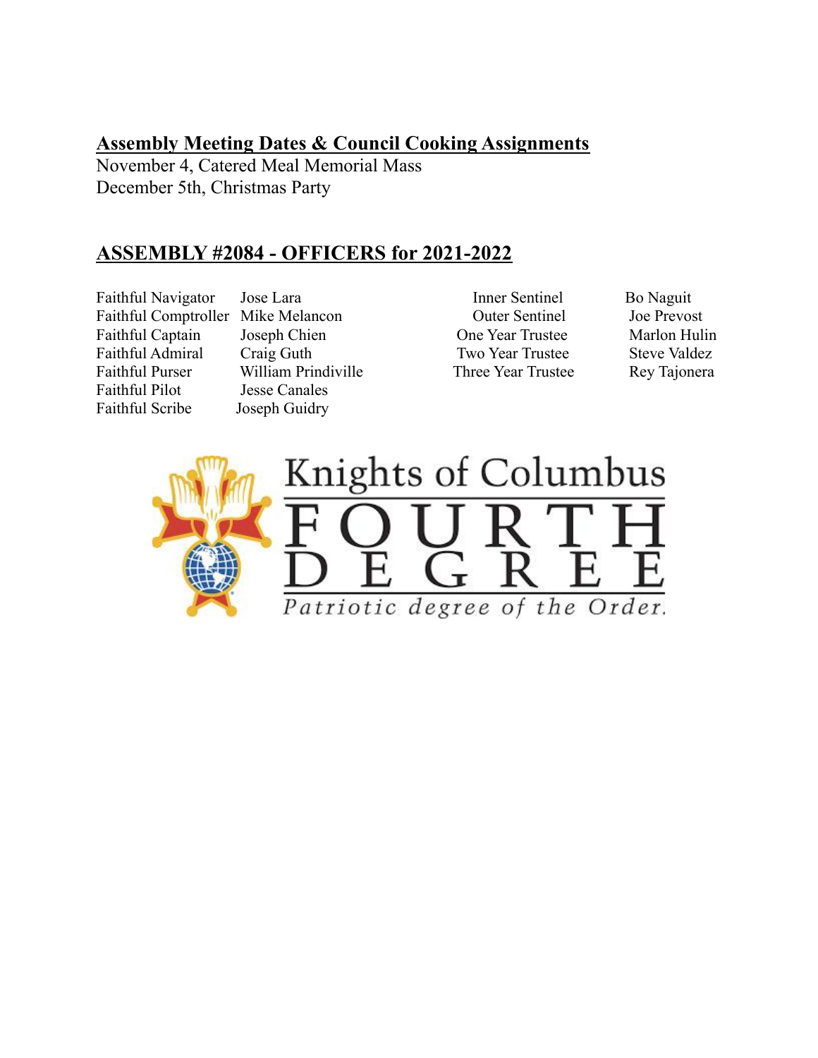## Assembly Meeting Dates & Council Cooking Assignments

November 4, Catered Meal Memorial Mass
December 5th, Christmas Party

## ASSEMBLY #2084 - OFFICERS for 2021-2022

| | | | |
|---|---|---|---|
| Faithful Navigator | Jose Lara | Inner Sentinel | Bo Naguit |
| Faithful Comptroller | Mike Melancon | Outer Sentinel | Joe Prevost |
| Faithful Captain | Joseph Chien | One Year Trustee | Marlon Hulin |
| Faithful Admiral | Craig Guth | Two Year Trustee | Steve Valdez |
| Faithful Purser | William Prindiville | Three Year Trustee | Rey Tajonera |
| Faithful Pilot | Jesse Canales | | |
| Faithful Scribe | Joseph Guidry | | |

Knights of Columbus
FOURTH DEGREE
*Patriotic degree of the Order.*